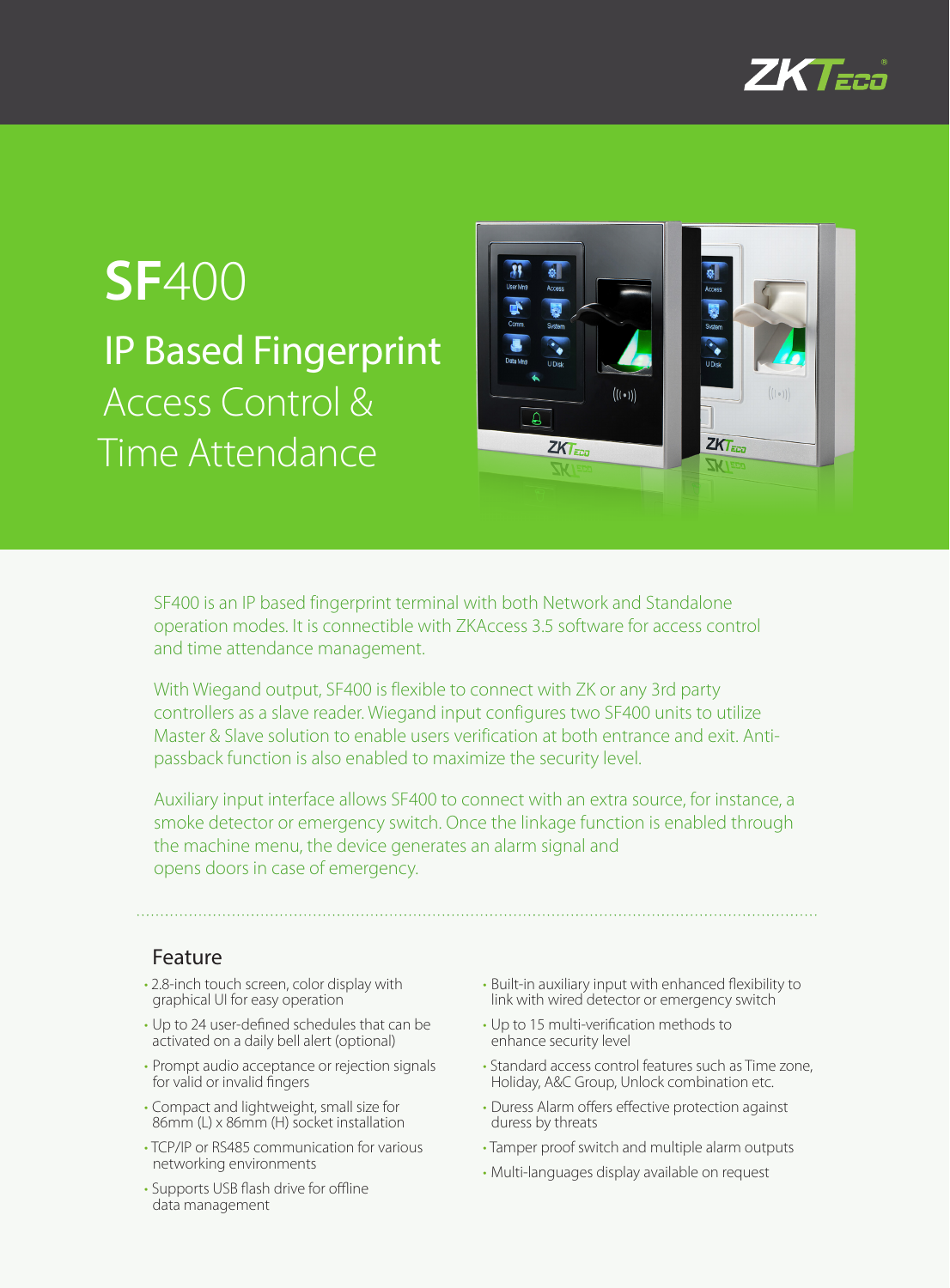# SF400

## IP Based Fingerprint Access Control & Time Attendance

SF400 is an IP based fingerprint terminal with both Network and Standalone operation modes. It is connectible with ZKAccess 3.5 software for access control and time attendance management.

With Wiegand output, SF400 is flexible to connect with ZK or any 3rd party controllers as a slave reader. Wiegand input configures two SF400 units to utilize Master & Slave solution to enable users verification at both entrance and exit. Anti-passback function is also enabled to maximize the security level.

Auxiliary input interface allows SF400 to connect with an extra source, for instance, a smoke detector or emergency switch. Once the linkage function is enabled through the machine menu, the device generates an alarm signal and opens doors in case of emergency.

### Feature

- 2.8-inch touch screen, color display with graphical UI for easy operation
- Up to 24 user-defined schedules that can be activated on a daily bell alert (optional)
- Prompt audio acceptance or rejection signals for valid or invalid fingers
- Compact and lightweight, small size for 86mm (L) x 86mm (H) socket installation
- TCP/IP or RS485 communication for various networking environments
- Supports USB flash drive for offline data management
- Built-in auxiliary input with enhanced flexibility to link with wired detector or emergency switch
- Up to 15 multi-verification methods to enhance security level
- Standard access control features such as Time zone, Holiday, A&C Group, Unlock combination etc.
- Duress Alarm offers effective protection against duress by threats
- Tamper proof switch and multiple alarm outputs
- Multi-languages display available on request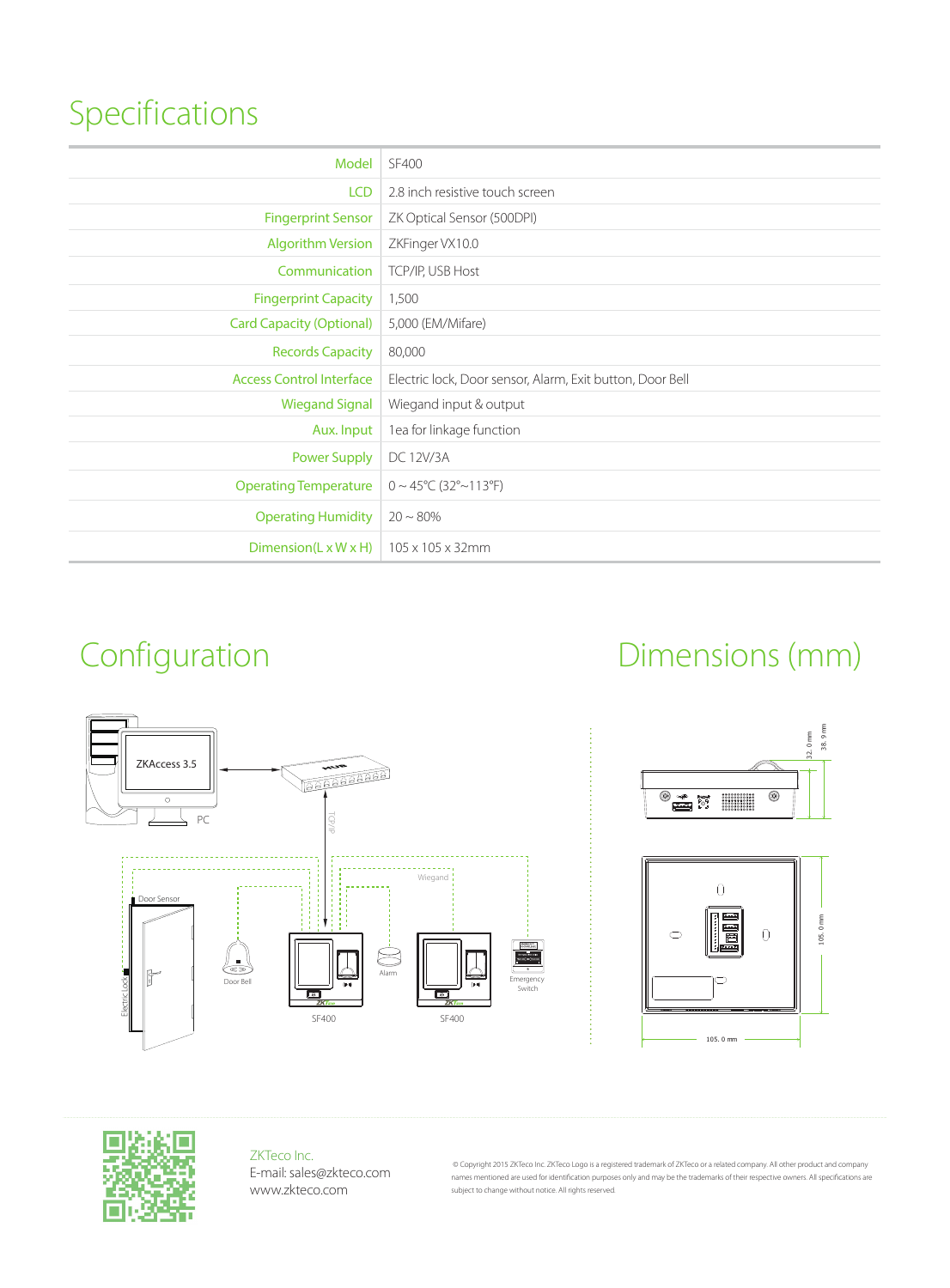# Specifications

| | |
|---|---|
| Model | SF400 |
| LCD | 2.8 inch resistive touch screen |
| Fingerprint Sensor | ZK Optical Sensor (500DPI) |
| Algorithm Version | ZKFinger VX10.0 |
| Communication | TCP/IP, USB Host |
| Fingerprint Capacity | 1,500 |
| Card Capacity (Optional) | 5,000 (EM/Mifare) |
| Records Capacity | 80,000 |
| Access Control Interface | Electric lock, Door sensor, Alarm, Exit button, Door Bell |
| Wiegand Signal | Wiegand input & output |
| Aux. Input | 1ea for linkage function |
| Power Supply | DC 12V/3A |
| Operating Temperature | 0 ~ 45℃ (32°~113°F) |
| Operating Humidity | 20 ~ 80% |
| Dimension(L x W x H) | 105 x 105 x 32mm |

# Configuration

ZKAccess 3.5

PC

TCP/IP

Wiegand

Door Sensor

Electric Lock

Door Bell

Alarm

Emergency Switch

SF400

SF400

# Dimensions (mm)

32. 0 mm

38. 9 mm

105. 0 mm

105. 0 mm

ZKTeco Inc.
E-mail: sales@zkteco.com
www.zkteco.com

© Copyright 2015 ZKTeco Inc. ZKTeco Logo is a registered trademark of ZKTeco or a related company. All other product and company names mentioned are used for identification purposes only and may be the trademarks of their respective owners. All specifications are subject to change without notice. All rights reserved.